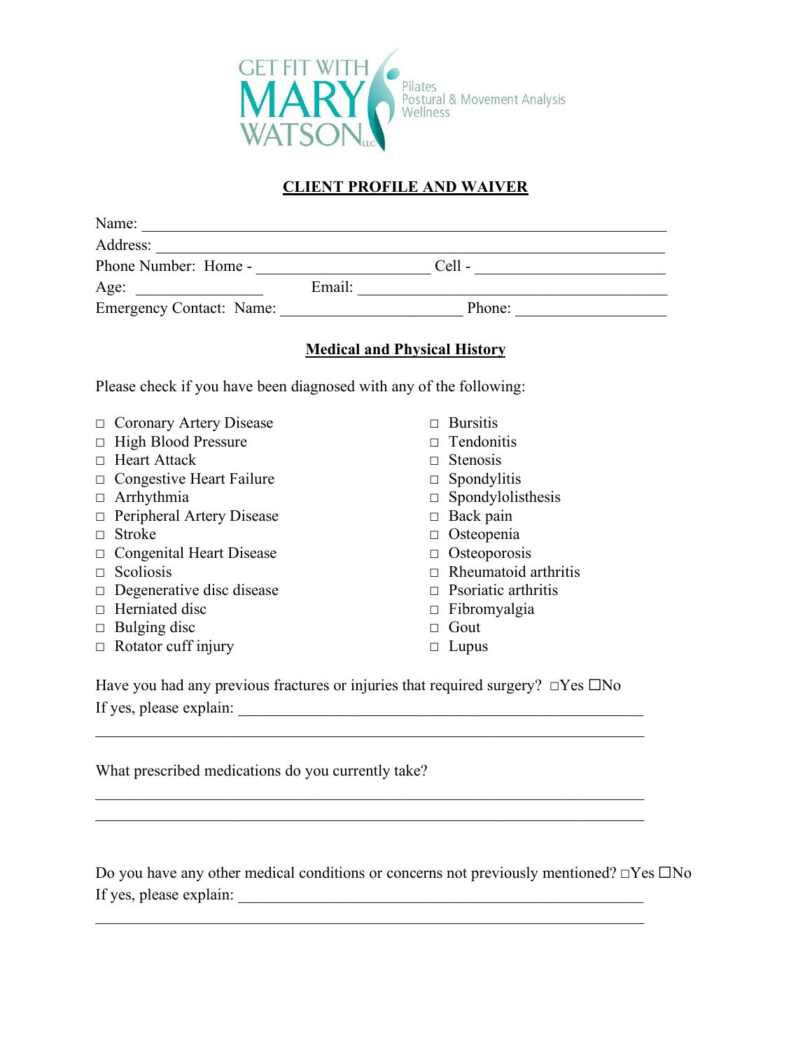GET FIT WITH MARY WATSON LLC

Pilates
Postural & Movement Analysis
Wellness

# CLIENT PROFILE AND WAIVER

Name: ___________________________________________________________________

Address: _________________________________________________________________

Phone Number: Home - ______________________ Cell - ________________________

Age: ________________ Email: ________________________________________

Emergency Contact: Name: _______________________ Phone: ___________________

## Medical and Physical History

Please check if you have been diagnosed with any of the following:

- □ Coronary Artery Disease
- □ High Blood Pressure
- □ Heart Attack
- □ Congestive Heart Failure
- □ Arrhythmia
- □ Peripheral Artery Disease
- □ Stroke
- □ Congenital Heart Disease
- □ Scoliosis
- □ Degenerative disc disease
- □ Herniated disc
- □ Bulging disc
- □ Rotator cuff injury
- □ Bursitis
- □ Tendonitis
- □ Stenosis
- □ Spondylitis
- □ Spondylolisthesis
- □ Back pain
- □ Osteopenia
- □ Osteoporosis
- □ Rheumatoid arthritis
- □ Psoriatic arthritis
- □ Fibromyalgia
- □ Gout
- □ Lupus

Have you had any previous fractures or injuries that required surgery? □Yes ☐No

If yes, please explain: _____________________________________________________

_______________________________________________________________________

What prescribed medications do you currently take?

_______________________________________________________________________

_______________________________________________________________________

Do you have any other medical conditions or concerns not previously mentioned? □Yes ☐No

If yes, please explain: _____________________________________________________

_______________________________________________________________________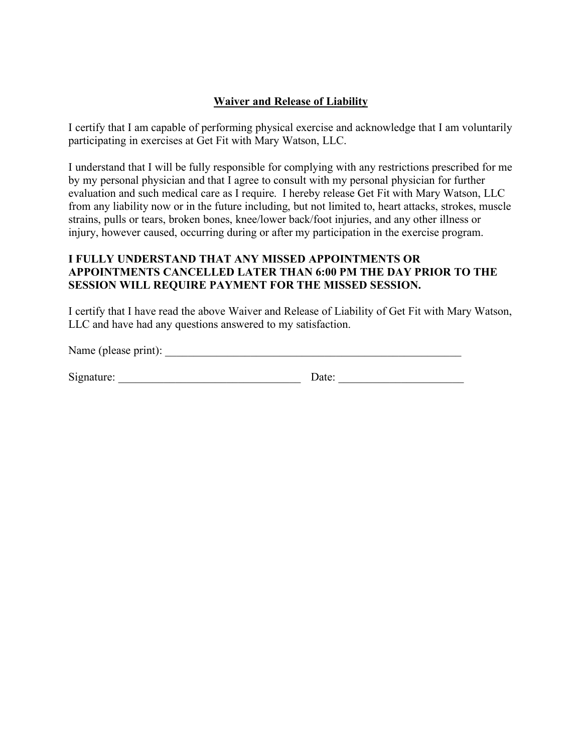## Waiver and Release of Liability

I certify that I am capable of performing physical exercise and acknowledge that I am voluntarily participating in exercises at Get Fit with Mary Watson, LLC.

I understand that I will be fully responsible for complying with any restrictions prescribed for me by my personal physician and that I agree to consult with my personal physician for further evaluation and such medical care as I require. I hereby release Get Fit with Mary Watson, LLC from any liability now or in the future including, but not limited to, heart attacks, strokes, muscle strains, pulls or tears, broken bones, knee/lower back/foot injuries, and any other illness or injury, however caused, occurring during or after my participation in the exercise program.

**I FULLY UNDERSTAND THAT ANY MISSED APPOINTMENTS OR APPOINTMENTS CANCELLED LATER THAN 6:00 PM THE DAY PRIOR TO THE SESSION WILL REQUIRE PAYMENT FOR THE MISSED SESSION.**

I certify that I have read the above Waiver and Release of Liability of Get Fit with Mary Watson, LLC and have had any questions answered to my satisfaction.

Name (please print): ______________________________________________________

Signature: ________________________________ Date: ______________________